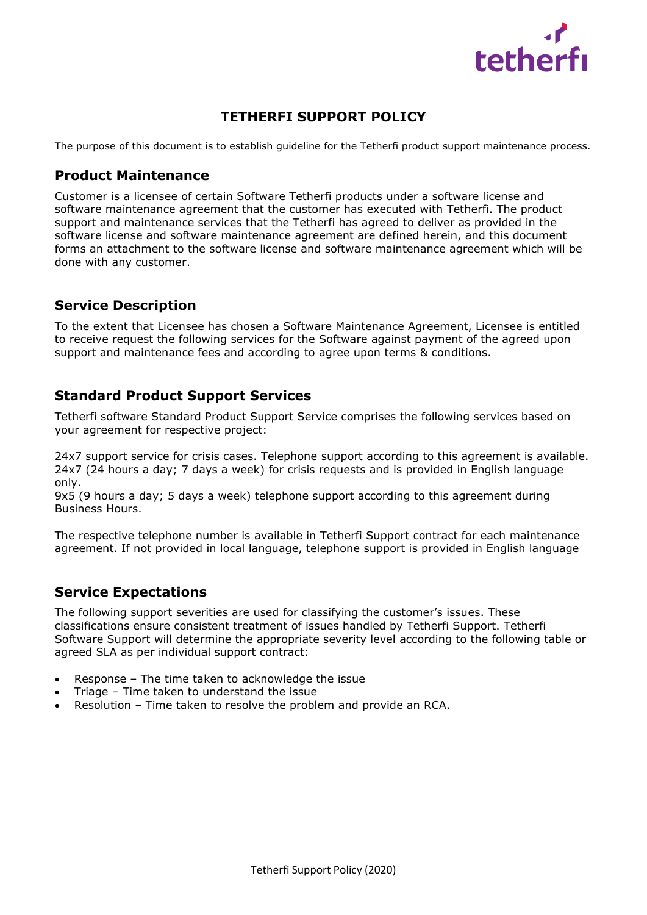# TETHERFI SUPPORT POLICY

The purpose of this document is to establish guideline for the Tetherfi product support maintenance process.

## Product Maintenance

Customer is a licensee of certain Software Tetherfi products under a software license and software maintenance agreement that the customer has executed with Tetherfi. The product support and maintenance services that the Tetherfi has agreed to deliver as provided in the software license and software maintenance agreement are defined herein, and this document forms an attachment to the software license and software maintenance agreement which will be done with any customer.

## Service Description

To the extent that Licensee has chosen a Software Maintenance Agreement, Licensee is entitled to receive request the following services for the Software against payment of the agreed upon support and maintenance fees and according to agree upon terms & conditions.

## Standard Product Support Services

Tetherfi software Standard Product Support Service comprises the following services based on your agreement for respective project:

24x7 support service for crisis cases. Telephone support according to this agreement is available. 24x7 (24 hours a day; 7 days a week) for crisis requests and is provided in English language only.
9x5 (9 hours a day; 5 days a week) telephone support according to this agreement during Business Hours.

The respective telephone number is available in Tetherfi Support contract for each maintenance agreement. If not provided in local language, telephone support is provided in English language

## Service Expectations

The following support severities are used for classifying the customer's issues. These classifications ensure consistent treatment of issues handled by Tetherfi Support. Tetherfi Software Support will determine the appropriate severity level according to the following table or agreed SLA as per individual support contract:

- Response – The time taken to acknowledge the issue
- Triage – Time taken to understand the issue
- Resolution – Time taken to resolve the problem and provide an RCA.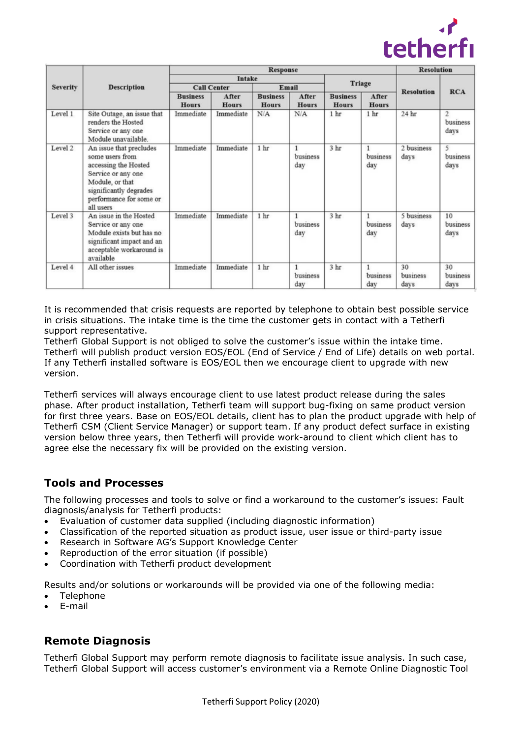| Severity | Description | Response | | | | | | Resolution | |
|---|---|---|---|---|---|---|---|---|---|
| | | Intake | | | | Triage | | Resolution | RCA |
| | | Call Center | | Email | | | | | |
| | | Business Hours | After Hours | Business Hours | After Hours | Business Hours | After Hours | | |
| Level 1 | Site Outage, an issue that renders the Hosted Service or any one Module unavailable. | Immediate | Immediate | N/A | N/A | 1 hr | 1 hr | 24 hr | 2 business days |
| Level 2 | An issue that precludes some users from accessing the Hosted Service or any one Module, or that significantly degrades performance for some or all users | Immediate | Immediate | 1 hr | 1 business day | 3 hr | 1 business day | 2 business days | 5 business days |
| Level 3 | An issue in the Hosted Service or any one Module exists but has no significant impact and an acceptable workaround is available | Immediate | Immediate | 1 hr | 1 business day | 3 hr | 1 business day | 5 business days | 10 business days |
| Level 4 | All other issues | Immediate | Immediate | 1 hr | 1 business day | 3 hr | 1 business day | 30 business days | 30 business days |

It is recommended that crisis requests are reported by telephone to obtain best possible service in crisis situations. The intake time is the time the customer gets in contact with a Tetherfi support representative.
Tetherfi Global Support is not obliged to solve the customer's issue within the intake time.
Tetherfi will publish product version EOS/EOL (End of Service / End of Life) details on web portal. If any Tetherfi installed software is EOS/EOL then we encourage client to upgrade with new version.

Tetherfi services will always encourage client to use latest product release during the sales phase. After product installation, Tetherfi team will support bug-fixing on same product version for first three years. Base on EOS/EOL details, client has to plan the product upgrade with help of Tetherfi CSM (Client Service Manager) or support team. If any product defect surface in existing version below three years, then Tetherfi will provide work-around to client which client has to agree else the necessary fix will be provided on the existing version.

## Tools and Processes

The following processes and tools to solve or find a workaround to the customer's issues: Fault diagnosis/analysis for Tetherfi products:

- Evaluation of customer data supplied (including diagnostic information)
- Classification of the reported situation as product issue, user issue or third-party issue
- Research in Software AG's Support Knowledge Center
- Reproduction of the error situation (if possible)
- Coordination with Tetherfi product development

Results and/or solutions or workarounds will be provided via one of the following media:

- Telephone
- E-mail

## Remote Diagnosis

Tetherfi Global Support may perform remote diagnosis to facilitate issue analysis. In such case, Tetherfi Global Support will access customer's environment via a Remote Online Diagnostic Tool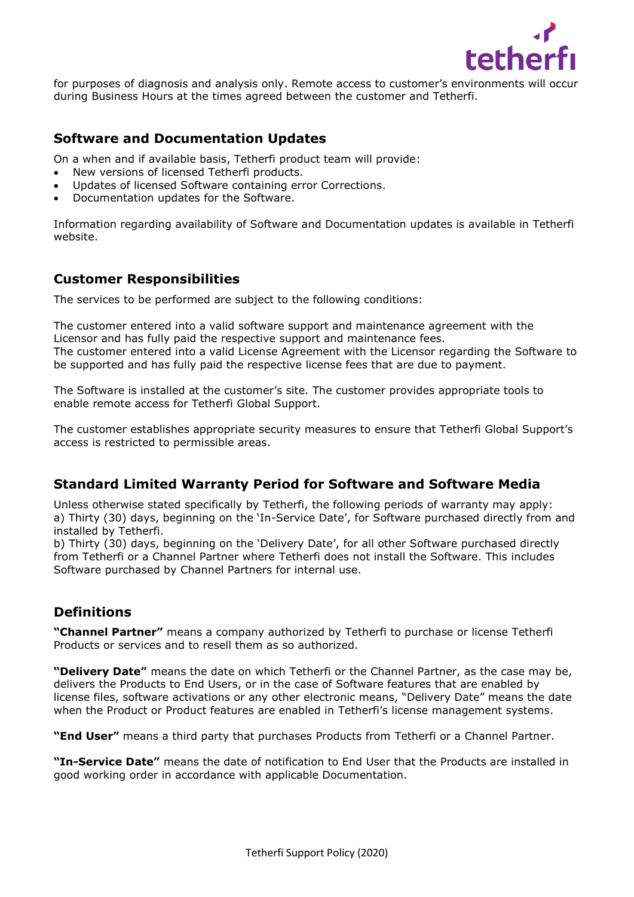for purposes of diagnosis and analysis only. Remote access to customer's environments will occur during Business Hours at the times agreed between the customer and Tetherfi.

## Software and Documentation Updates

On a when and if available basis, Tetherfi product team will provide:

- New versions of licensed Tetherfi products.
- Updates of licensed Software containing error Corrections.
- Documentation updates for the Software.

Information regarding availability of Software and Documentation updates is available in Tetherfi website.

## Customer Responsibilities

The services to be performed are subject to the following conditions:

The customer entered into a valid software support and maintenance agreement with the Licensor and has fully paid the respective support and maintenance fees.
The customer entered into a valid License Agreement with the Licensor regarding the Software to be supported and has fully paid the respective license fees that are due to payment.

The Software is installed at the customer's site. The customer provides appropriate tools to enable remote access for Tetherfi Global Support.

The customer establishes appropriate security measures to ensure that Tetherfi Global Support's access is restricted to permissible areas.

## Standard Limited Warranty Period for Software and Software Media

Unless otherwise stated specifically by Tetherfi, the following periods of warranty may apply:
a) Thirty (30) days, beginning on the 'In-Service Date', for Software purchased directly from and installed by Tetherfi.
b) Thirty (30) days, beginning on the 'Delivery Date', for all other Software purchased directly from Tetherfi or a Channel Partner where Tetherfi does not install the Software. This includes Software purchased by Channel Partners for internal use.

## Definitions

**"Channel Partner"** means a company authorized by Tetherfi to purchase or license Tetherfi Products or services and to resell them as so authorized.

**"Delivery Date"** means the date on which Tetherfi or the Channel Partner, as the case may be, delivers the Products to End Users, or in the case of Software features that are enabled by license files, software activations or any other electronic means, "Delivery Date" means the date when the Product or Product features are enabled in Tetherfi's license management systems.

**"End User"** means a third party that purchases Products from Tetherfi or a Channel Partner.

**"In-Service Date"** means the date of notification to End User that the Products are installed in good working order in accordance with applicable Documentation.